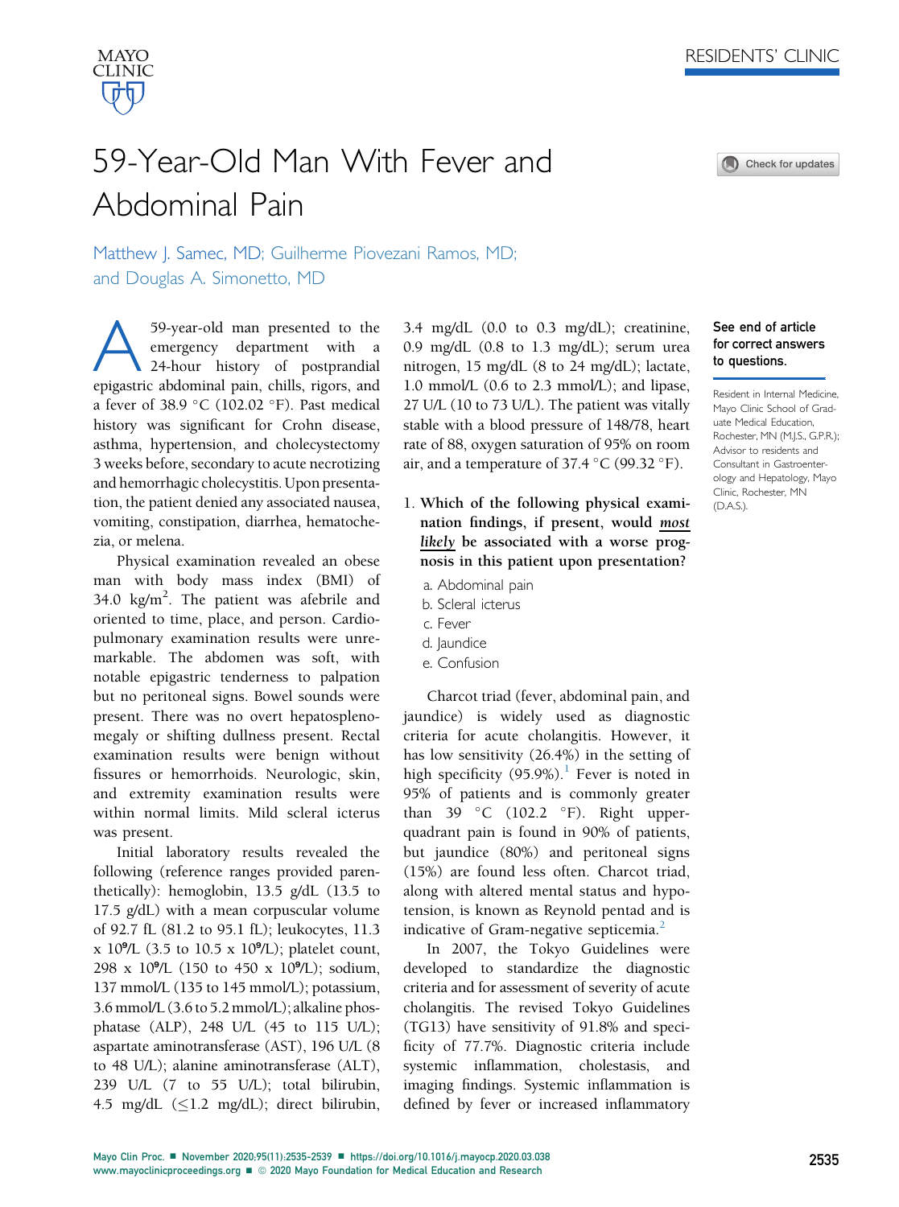# 59-Year-Old Man With Fever and Abdominal Pain

Matthew J. Samec, MD; Guilherme Piovezani Ramos, MD; and Douglas A. Simonetto, MD

**See end of article for correct answers to questions.**

Resident in Internal Medicine, Mayo Clinic School of Graduate Medical Education, Rochester, MN (M.J.S., G.P.R.); Advisor to residents and Consultant in Gastroenterology and Hepatology, Mayo Clinic, Rochester, MN (D.A.S.).

A 59-year-old man presented to the emergency department with a 24-hour history of postprandial epigastric abdominal pain, chills, rigors, and a fever of 38.9 °C (102.02 °F). Past medical history was significant for Crohn disease, asthma, hypertension, and cholecystectomy 3 weeks before, secondary to acute necrotizing and hemorrhagic cholecystitis. Upon presentation, the patient denied any associated nausea, vomiting, constipation, diarrhea, hematochezia, or melena.

Physical examination revealed an obese man with body mass index (BMI) of 34.0 $kg/m^2$. The patient was afebrile and oriented to time, place, and person. Cardiopulmonary examination results were unremarkable. The abdomen was soft, with notable epigastric tenderness to palpation but no peritoneal signs. Bowel sounds were present. There was no overt hepatosplenomegaly or shifting dullness present. Rectal examination results were benign without fissures or hemorrhoids. Neurologic, skin, and extremity examination results were within normal limits. Mild scleral icterus was present.

Initial laboratory results revealed the following (reference ranges provided parenthetically): hemoglobin, 13.5 g/dL (13.5 to 17.5 g/dL) with a mean corpuscular volume of 92.7 fL (81.2 to 95.1 fL); leukocytes, 11.3 x $10^9$/L (3.5 to 10.5 x $10^9$/L); platelet count, 298 x $10^9$/L (150 to 450 x $10^9$/L); sodium, 137 mmol/L (135 to 145 mmol/L); potassium, 3.6 mmol/L (3.6 to 5.2 mmol/L); alkaline phosphatase (ALP), 248 U/L (45 to 115 U/L); aspartate aminotransferase (AST), 196 U/L (8 to 48 U/L); alanine aminotransferase (ALT), 239 U/L (7 to 55 U/L); total bilirubin, 4.5 mg/dL (≤1.2 mg/dL); direct bilirubin, 3.4 mg/dL (0.0 to 0.3 mg/dL); creatinine, 0.9 mg/dL (0.8 to 1.3 mg/dL); serum urea nitrogen, 15 mg/dL (8 to 24 mg/dL); lactate, 1.0 mmol/L (0.6 to 2.3 mmol/L); and lipase, 27 U/L (10 to 73 U/L). The patient was vitally stable with a blood pressure of 148/78, heart rate of 88, oxygen saturation of 95% on room air, and a temperature of 37.4 °C (99.32 °F).

1. **Which of the following physical examination findings, if present, would *most likely* be associated with a worse prognosis in this patient upon presentation?**
   a. Abdominal pain
   b. Scleral icterus
   c. Fever
   d. Jaundice
   e. Confusion

Charcot triad (fever, abdominal pain, and jaundice) is widely used as diagnostic criteria for acute cholangitis. However, it has low sensitivity (26.4%) in the setting of high specificity (95.9%).[1] Fever is noted in 95% of patients and is commonly greater than 39 °C (102.2 °F). Right upper-quadrant pain is found in 90% of patients, but jaundice (80%) and peritoneal signs (15%) are found less often. Charcot triad, along with altered mental status and hypotension, is known as Reynold pentad and is indicative of Gram-negative septicemia.[2]

In 2007, the Tokyo Guidelines were developed to standardize the diagnostic criteria and for assessment of severity of acute cholangitis. The revised Tokyo Guidelines (TG13) have sensitivity of 91.8% and specificity of 77.7%. Diagnostic criteria include systemic inflammation, cholestasis, and imaging findings. Systemic inflammation is defined by fever or increased inflammatory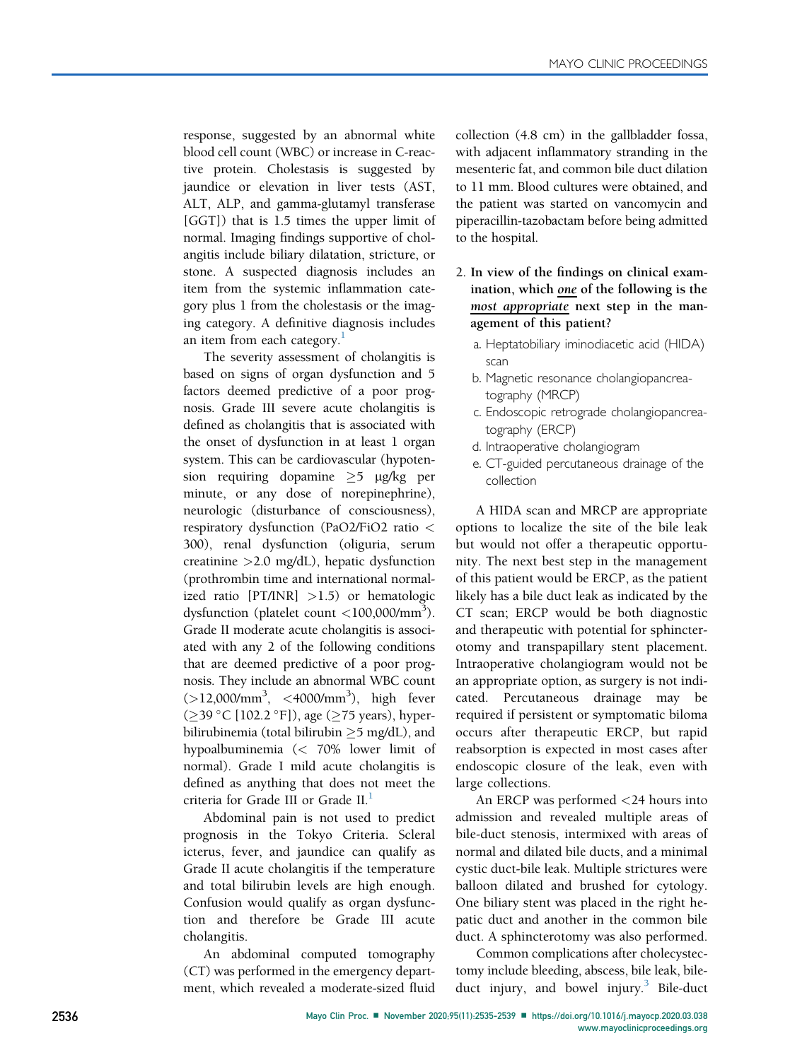response, suggested by an abnormal white blood cell count (WBC) or increase in C-reactive protein. Cholestasis is suggested by jaundice or elevation in liver tests (AST, ALT, ALP, and gamma-glutamyl transferase [GGT]) that is 1.5 times the upper limit of normal. Imaging findings supportive of cholangitis include biliary dilatation, stricture, or stone. A suspected diagnosis includes an item from the systemic inflammation category plus 1 from the cholestasis or the imaging category. A definitive diagnosis includes an item from each category.[1]

The severity assessment of cholangitis is based on signs of organ dysfunction and 5 factors deemed predictive of a poor prognosis. Grade III severe acute cholangitis is defined as cholangitis that is associated with the onset of dysfunction in at least 1 organ system. This can be cardiovascular (hypotension requiring dopamine $\geq$5 μg/kg per minute, or any dose of norepinephrine), neurologic (disturbance of consciousness), respiratory dysfunction ($PaO_2/FiO_2$ ratio < 300), renal dysfunction (oliguria, serum creatinine >2.0 mg/dL), hepatic dysfunction (prothrombin time and international normalized ratio [PT/INR] >1.5) or hematologic dysfunction (platelet count <100,000/$mm^3$). Grade II moderate acute cholangitis is associated with any 2 of the following conditions that are deemed predictive of a poor prognosis. They include an abnormal WBC count (>12,000/$mm^3$, <4000/$mm^3$), high fever ($\geq$39 °C [102.2 °F]), age ($\geq$75 years), hyperbilirubinemia (total bilirubin $\geq$5 mg/dL), and hypoalbuminemia (< 70% lower limit of normal). Grade I mild acute cholangitis is defined as anything that does not meet the criteria for Grade III or Grade II.[1]

Abdominal pain is not used to predict prognosis in the Tokyo Criteria. Scleral icterus, fever, and jaundice can qualify as Grade II acute cholangitis if the temperature and total bilirubin levels are high enough. Confusion would qualify as organ dysfunction and therefore be Grade III acute cholangitis.

An abdominal computed tomography (CT) was performed in the emergency department, which revealed a moderate-sized fluid collection (4.8 cm) in the gallbladder fossa, with adjacent inflammatory stranding in the mesenteric fat, and common bile duct dilation to 11 mm. Blood cultures were obtained, and the patient was started on vancomycin and piperacillin-tazobactam before being admitted to the hospital.

2. **In view of the findings on clinical examination, which *one* of the following is the *most appropriate* next step in the management of this patient?**
   a. Heptatobiliary iminodiacetic acid (HIDA) scan
   b. Magnetic resonance cholangiopancreatography (MRCP)
   c. Endoscopic retrograde cholangiopancreatography (ERCP)
   d. Intraoperative cholangiogram
   e. CT-guided percutaneous drainage of the collection

A HIDA scan and MRCP are appropriate options to localize the site of the bile leak but would not offer a therapeutic opportunity. The next best step in the management of this patient would be ERCP, as the patient likely has a bile duct leak as indicated by the CT scan; ERCP would be both diagnostic and therapeutic with potential for sphincterotomy and transpapillary stent placement. Intraoperative cholangiogram would not be an appropriate option, as surgery is not indicated. Percutaneous drainage may be required if persistent or symptomatic biloma occurs after therapeutic ERCP, but rapid reabsorption is expected in most cases after endoscopic closure of the leak, even with large collections.

An ERCP was performed <24 hours into admission and revealed multiple areas of bile-duct stenosis, intermixed with areas of normal and dilated bile ducts, and a minimal cystic duct-bile leak. Multiple strictures were balloon dilated and brushed for cytology. One biliary stent was placed in the right hepatic duct and another in the common bile duct. A sphincterotomy was also performed.

Common complications after cholecystectomy include bleeding, abscess, bile leak, bile-duct injury, and bowel injury.[3] Bile-duct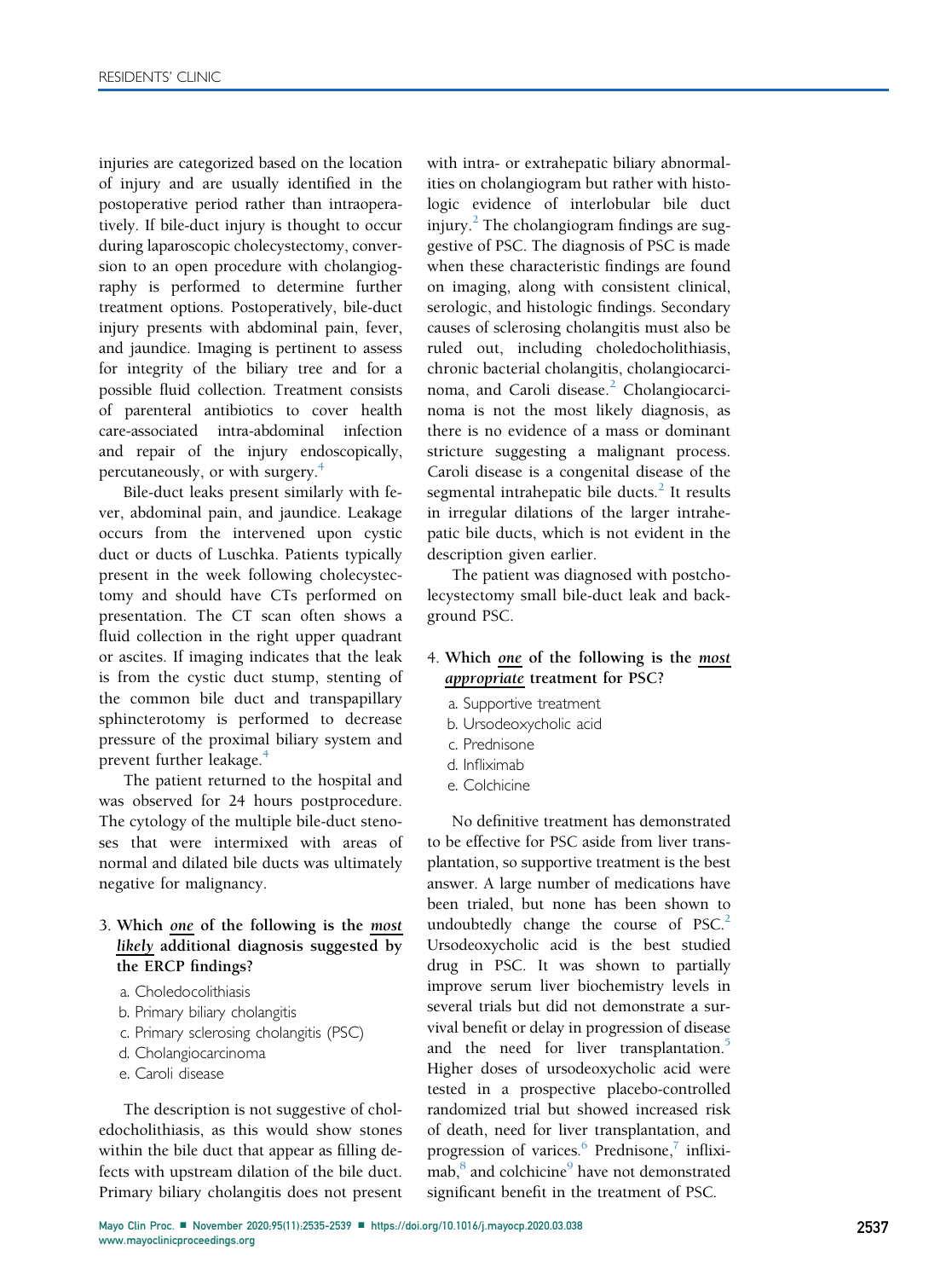injuries are categorized based on the location of injury and are usually identified in the postoperative period rather than intraoperatively. If bile-duct injury is thought to occur during laparoscopic cholecystectomy, conversion to an open procedure with cholangiography is performed to determine further treatment options. Postoperatively, bile-duct injury presents with abdominal pain, fever, and jaundice. Imaging is pertinent to assess for integrity of the biliary tree and for a possible fluid collection. Treatment consists of parenteral antibiotics to cover health care-associated intra-abdominal infection and repair of the injury endoscopically, percutaneously, or with surgery.[4]

Bile-duct leaks present similarly with fever, abdominal pain, and jaundice. Leakage occurs from the intervened upon cystic duct or ducts of Luschka. Patients typically present in the week following cholecystectomy and should have CTs performed on presentation. The CT scan often shows a fluid collection in the right upper quadrant or ascites. If imaging indicates that the leak is from the cystic duct stump, stenting of the common bile duct and transpapillary sphincterotomy is performed to decrease pressure of the proximal biliary system and prevent further leakage.[4]

The patient returned to the hospital and was observed for 24 hours postprocedure. The cytology of the multiple bile-duct stenoses that were intermixed with areas of normal and dilated bile ducts was ultimately negative for malignancy.

3. **Which _one_ of the following is the _most likely_ additional diagnosis suggested by the ERCP findings?**

   a. Choledocolithiasis
   b. Primary biliary cholangitis
   c. Primary sclerosing cholangitis (PSC)
   d. Cholangiocarcinoma
   e. Caroli disease

The description is not suggestive of choledocholithiasis, as this would show stones within the bile duct that appear as filling defects with upstream dilation of the bile duct. Primary biliary cholangitis does not present with intra- or extrahepatic biliary abnormalities on cholangiogram but rather with histologic evidence of interlobular bile duct injury.[2] The cholangiogram findings are suggestive of PSC. The diagnosis of PSC is made when these characteristic findings are found on imaging, along with consistent clinical, serologic, and histologic findings. Secondary causes of sclerosing cholangitis must also be ruled out, including choledocholithiasis, chronic bacterial cholangitis, cholangiocarcinoma, and Caroli disease.[2] Cholangiocarcinoma is not the most likely diagnosis, as there is no evidence of a mass or dominant stricture suggesting a malignant process. Caroli disease is a congenital disease of the segmental intrahepatic bile ducts.[2] It results in irregular dilations of the larger intrahepatic bile ducts, which is not evident in the description given earlier.

The patient was diagnosed with postcholecystectomy small bile-duct leak and background PSC.

4. **Which _one_ of the following is the _most appropriate_ treatment for PSC?**

   a. Supportive treatment
   b. Ursodeoxycholic acid
   c. Prednisone
   d. Infliximab
   e. Colchicine

No definitive treatment has demonstrated to be effective for PSC aside from liver transplantation, so supportive treatment is the best answer. A large number of medications have been trialed, but none has been shown to undoubtedly change the course of PSC.[2] Ursodeoxycholic acid is the best studied drug in PSC. It was shown to partially improve serum liver biochemistry levels in several trials but did not demonstrate a survival benefit or delay in progression of disease and the need for liver transplantation.[5] Higher doses of ursodeoxycholic acid were tested in a prospective placebo-controlled randomized trial but showed increased risk of death, need for liver transplantation, and progression of varices.[6] Prednisone,[7] infliximab,[8] and colchicine[9] have not demonstrated significant benefit in the treatment of PSC.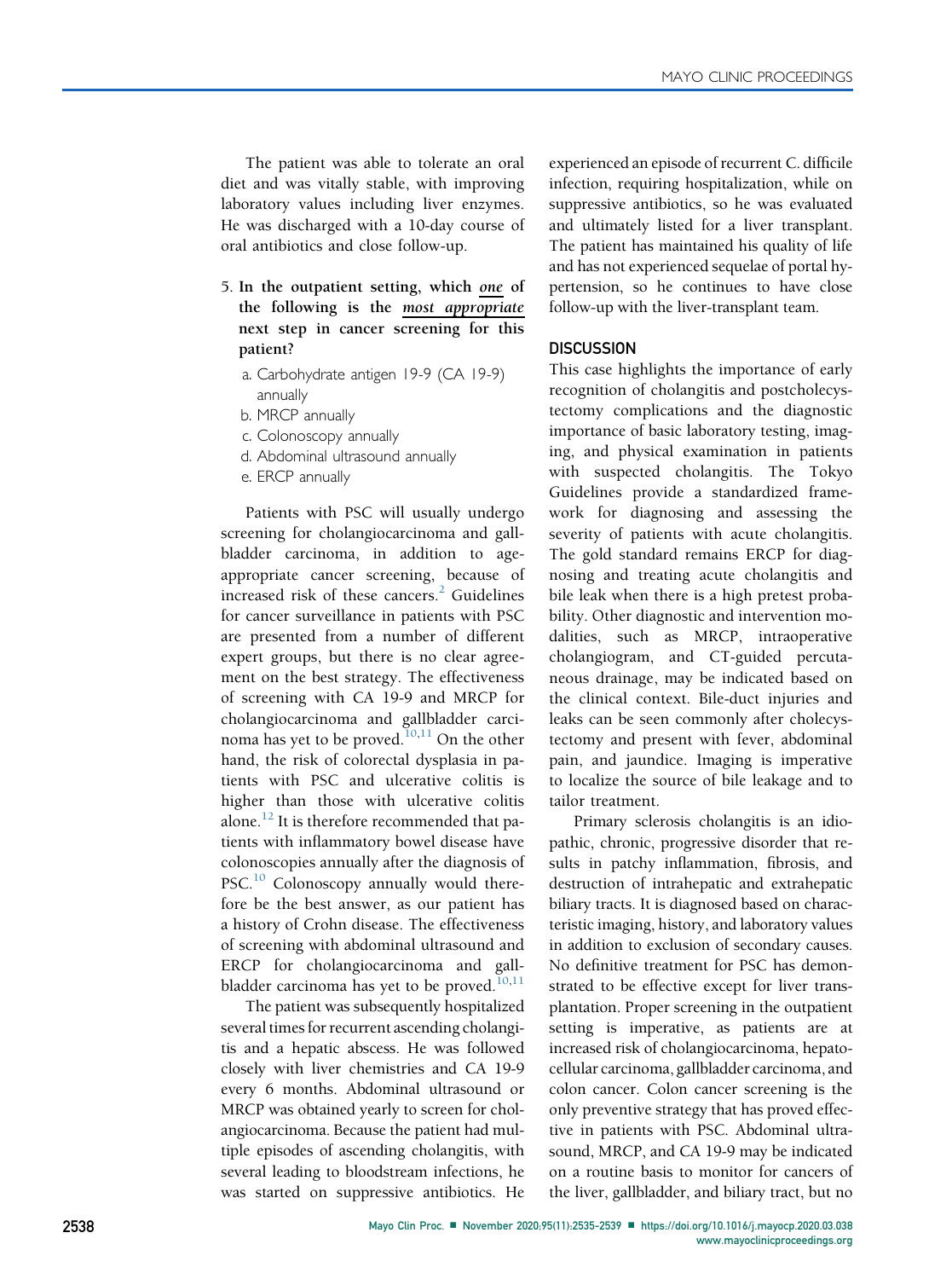The patient was able to tolerate an oral diet and was vitally stable, with improving laboratory values including liver enzymes. He was discharged with a 10-day course of oral antibiotics and close follow-up.

5. **In the outpatient setting, which *one* of the following is the *most appropriate* next step in cancer screening for this patient?**
   a. Carbohydrate antigen 19-9 (CA 19-9) annually
   b. MRCP annually
   c. Colonoscopy annually
   d. Abdominal ultrasound annually
   e. ERCP annually

Patients with PSC will usually undergo screening for cholangiocarcinoma and gallbladder carcinoma, in addition to age-appropriate cancer screening, because of increased risk of these cancers.[2] Guidelines for cancer surveillance in patients with PSC are presented from a number of different expert groups, but there is no clear agreement on the best strategy. The effectiveness of screening with CA 19-9 and MRCP for cholangiocarcinoma and gallbladder carcinoma has yet to be proved.[10,11] On the other hand, the risk of colorectal dysplasia in patients with PSC and ulcerative colitis is higher than those with ulcerative colitis alone.[12] It is therefore recommended that patients with inflammatory bowel disease have colonoscopies annually after the diagnosis of PSC.[10] Colonoscopy annually would therefore be the best answer, as our patient has a history of Crohn disease. The effectiveness of screening with abdominal ultrasound and ERCP for cholangiocarcinoma and gallbladder carcinoma has yet to be proved.[10,11]

The patient was subsequently hospitalized several times for recurrent ascending cholangitis and a hepatic abscess. He was followed closely with liver chemistries and CA 19-9 every 6 months. Abdominal ultrasound or MRCP was obtained yearly to screen for cholangiocarcinoma. Because the patient had multiple episodes of ascending cholangitis, with several leading to bloodstream infections, he was started on suppressive antibiotics. He experienced an episode of recurrent C. difficile infection, requiring hospitalization, while on suppressive antibiotics, so he was evaluated and ultimately listed for a liver transplant. The patient has maintained his quality of life and has not experienced sequelae of portal hypertension, so he continues to have close follow-up with the liver-transplant team.

## DISCUSSION

This case highlights the importance of early recognition of cholangitis and postcholecystectomy complications and the diagnostic importance of basic laboratory testing, imaging, and physical examination in patients with suspected cholangitis. The Tokyo Guidelines provide a standardized framework for diagnosing and assessing the severity of patients with acute cholangitis. The gold standard remains ERCP for diagnosing and treating acute cholangitis and bile leak when there is a high pretest probability. Other diagnostic and intervention modalities, such as MRCP, intraoperative cholangiogram, and CT-guided percutaneous drainage, may be indicated based on the clinical context. Bile-duct injuries and leaks can be seen commonly after cholecystectomy and present with fever, abdominal pain, and jaundice. Imaging is imperative to localize the source of bile leakage and to tailor treatment.

Primary sclerosis cholangitis is an idiopathic, chronic, progressive disorder that results in patchy inflammation, fibrosis, and destruction of intrahepatic and extrahepatic biliary tracts. It is diagnosed based on characteristic imaging, history, and laboratory values in addition to exclusion of secondary causes. No definitive treatment for PSC has demonstrated to be effective except for liver transplantation. Proper screening in the outpatient setting is imperative, as patients are at increased risk of cholangiocarcinoma, hepatocellular carcinoma, gallbladder carcinoma, and colon cancer. Colon cancer screening is the only preventive strategy that has proved effective in patients with PSC. Abdominal ultrasound, MRCP, and CA 19-9 may be indicated on a routine basis to monitor for cancers of the liver, gallbladder, and biliary tract, but no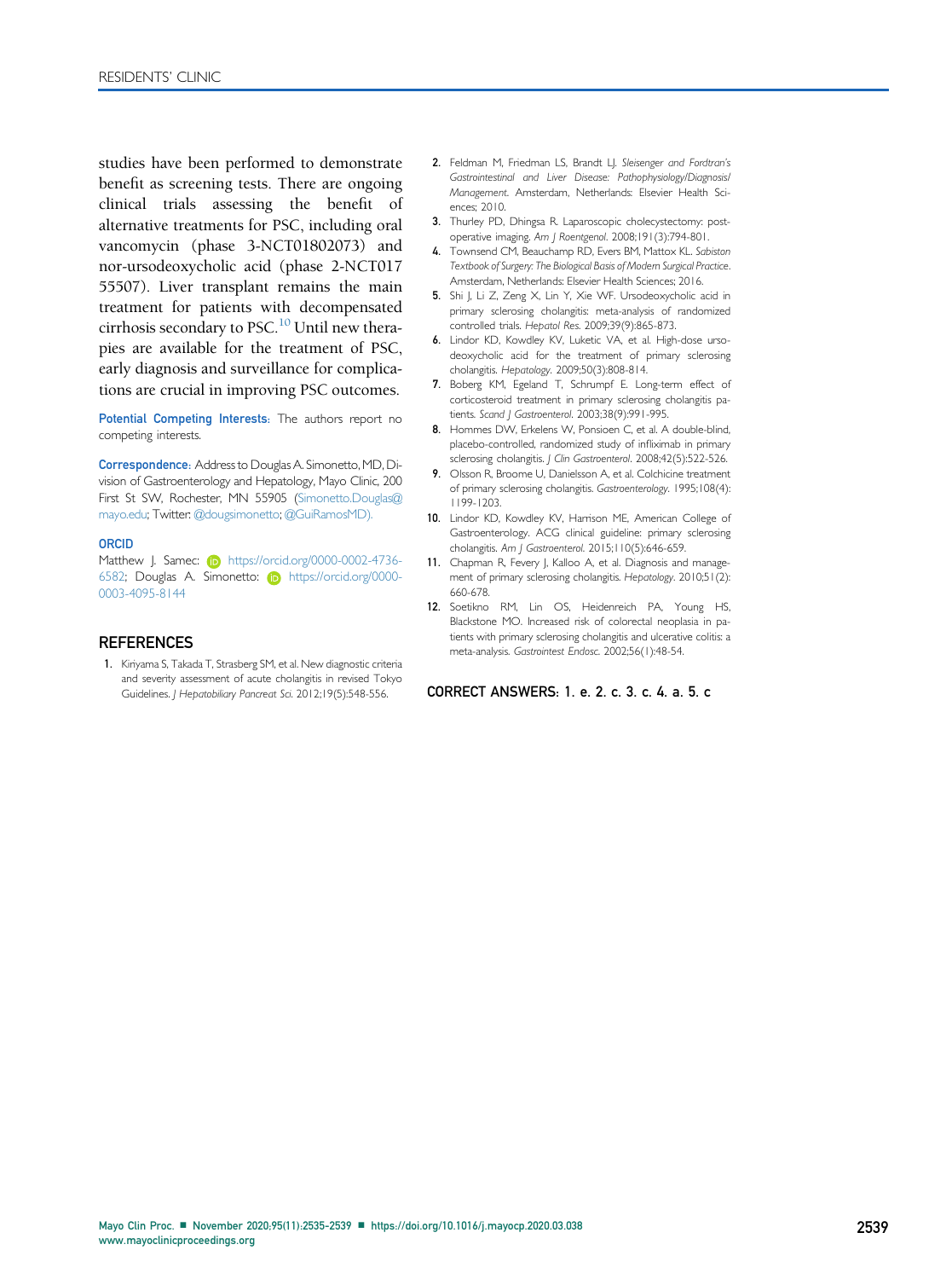studies have been performed to demonstrate benefit as screening tests. There are ongoing clinical trials assessing the benefit of alternative treatments for PSC, including oral vancomycin (phase 3-NCT01802073) and nor-ursodeoxycholic acid (phase 2-NCT01755507). Liver transplant remains the main treatment for patients with decompensated cirrhosis secondary to PSC.[10] Until new therapies are available for the treatment of PSC, early diagnosis and surveillance for complications are crucial in improving PSC outcomes.

**Potential Competing Interests:** The authors report no competing interests.

**Correspondence:** Address to Douglas A. Simonetto, MD, Division of Gastroenterology and Hepatology, Mayo Clinic, 200 First St SW, Rochester, MN 55905 (Simonetto.Douglas@mayo.edu; Twitter: @dougsimonetto; @GuiRamosMD).

**ORCID**

Matthew J. Samec: https://orcid.org/0000-0002-4736-6582; Douglas A. Simonetto: https://orcid.org/0000-0003-4095-8144

## REFERENCES

1. Kiriyama S, Takada T, Strasberg SM, et al. New diagnostic criteria and severity assessment of acute cholangitis in revised Tokyo Guidelines. *J Hepatobiliary Pancreat Sci.* 2012;19(5):548-556.
2. Feldman M, Friedman LS, Brandt LJ. *Sleisenger and Fordtran's Gastrointestinal and Liver Disease: Pathophysiology/Diagnosis/Management.* Amsterdam, Netherlands: Elsevier Health Sciences; 2010.
3. Thurley PD, Dhingsa R. Laparoscopic cholecystectomy: postoperative imaging. *Am J Roentgenol.* 2008;191(3):794-801.
4. Townsend CM, Beauchamp RD, Evers BM, Mattox KL. *Sabiston Textbook of Surgery: The Biological Basis of Modern Surgical Practice.* Amsterdam, Netherlands: Elsevier Health Sciences; 2016.
5. Shi J, Li Z, Zeng X, Lin Y, Xie WF. Ursodeoxycholic acid in primary sclerosing cholangitis: meta-analysis of randomized controlled trials. *Hepatol Res.* 2009;39(9):865-873.
6. Lindor KD, Kowdley KV, Luketic VA, et al. High-dose ursodeoxycholic acid for the treatment of primary sclerosing cholangitis. *Hepatology.* 2009;50(3):808-814.
7. Boberg KM, Egeland T, Schrumpf E. Long-term effect of corticosteroid treatment in primary sclerosing cholangitis patients. *Scand J Gastroenterol.* 2003;38(9):991-995.
8. Hommes DW, Erkelens W, Ponsioen C, et al. A double-blind, placebo-controlled, randomized study of infliximab in primary sclerosing cholangitis. *J Clin Gastroenterol.* 2008;42(5):522-526.
9. Olsson R, Broome U, Danielsson A, et al. Colchicine treatment of primary sclerosing cholangitis. *Gastroenterology.* 1995;108(4):1199-1203.
10. Lindor KD, Kowdley KV, Harrison ME, American College of Gastroenterology. ACG clinical guideline: primary sclerosing cholangitis. *Am J Gastroenterol.* 2015;110(5):646-659.
11. Chapman R, Fevery J, Kalloo A, et al. Diagnosis and management of primary sclerosing cholangitis. *Hepatology.* 2010;51(2):660-678.
12. Soetikno RM, Lin OS, Heidenreich PA, Young HS, Blackstone MO. Increased risk of colorectal neoplasia in patients with primary sclerosing cholangitis and ulcerative colitis: a meta-analysis. *Gastrointest Endosc.* 2002;56(1):48-54.

**CORRECT ANSWERS: 1. e. 2. c. 3. c. 4. a. 5. c**